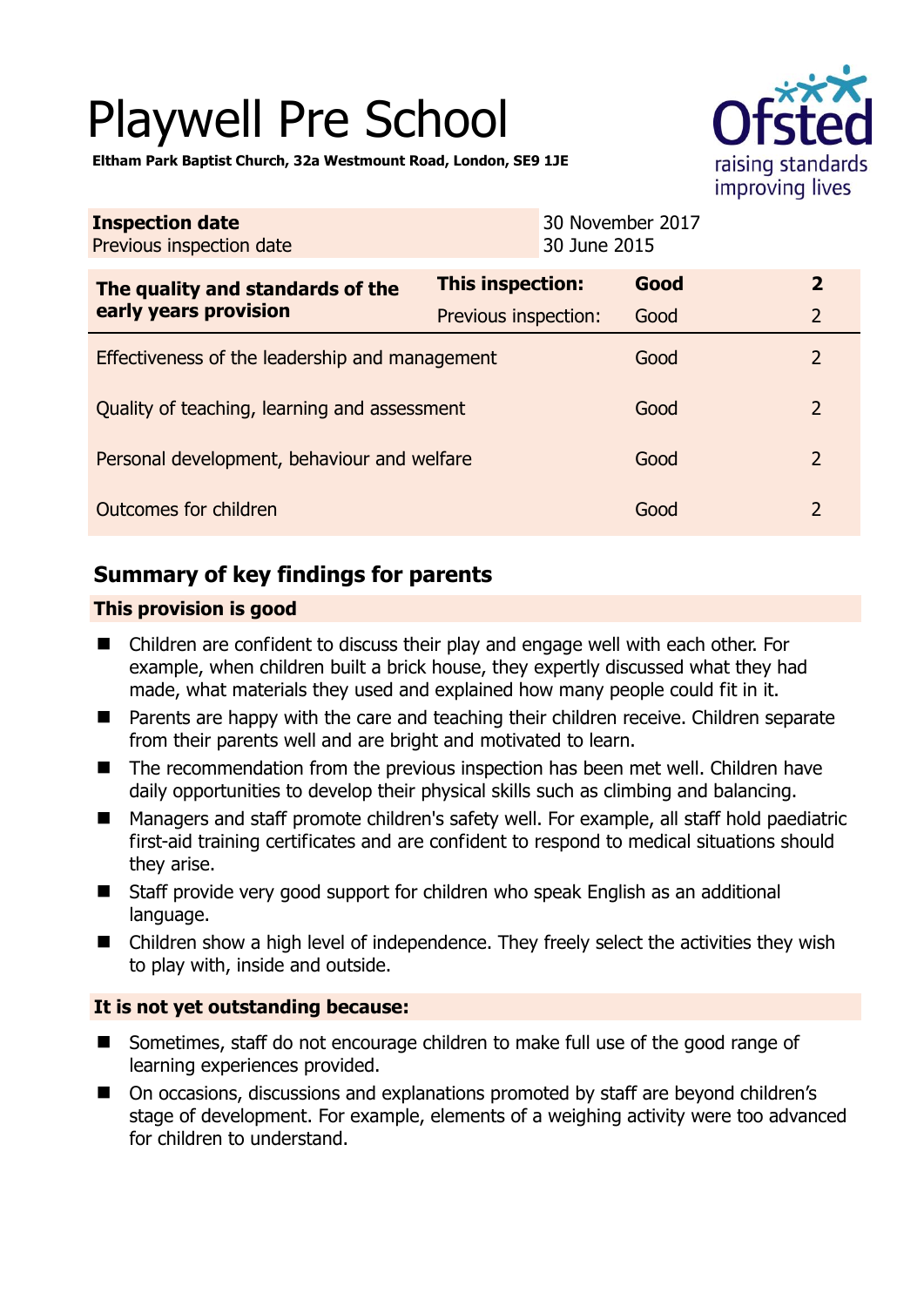# Playwell Pre School

**Eltham Park Baptist Church, 32a Westmount Road, London, SE9 1JE**

| **Inspection date** | 30 November 2017 |
|---|---|
| Previous inspection date | 30 June 2015 |

| **The quality and standards of the early years provision** | **This inspection:** | **Good** | **2** |
|---|---|---|---|
| | Previous inspection: | Good | 2 |
| Effectiveness of the leadership and management | | Good | 2 |
| Quality of teaching, learning and assessment | | Good | 2 |
| Personal development, behaviour and welfare | | Good | 2 |
| Outcomes for children | | Good | 2 |

## Summary of key findings for parents

### This provision is good

- Children are confident to discuss their play and engage well with each other. For example, when children built a brick house, they expertly discussed what they had made, what materials they used and explained how many people could fit in it.
- Parents are happy with the care and teaching their children receive. Children separate from their parents well and are bright and motivated to learn.
- The recommendation from the previous inspection has been met well. Children have daily opportunities to develop their physical skills such as climbing and balancing.
- Managers and staff promote children's safety well. For example, all staff hold paediatric first-aid training certificates and are confident to respond to medical situations should they arise.
- Staff provide very good support for children who speak English as an additional language.
- Children show a high level of independence. They freely select the activities they wish to play with, inside and outside.

### It is not yet outstanding because:

- Sometimes, staff do not encourage children to make full use of the good range of learning experiences provided.
- On occasions, discussions and explanations promoted by staff are beyond children's stage of development. For example, elements of a weighing activity were too advanced for children to understand.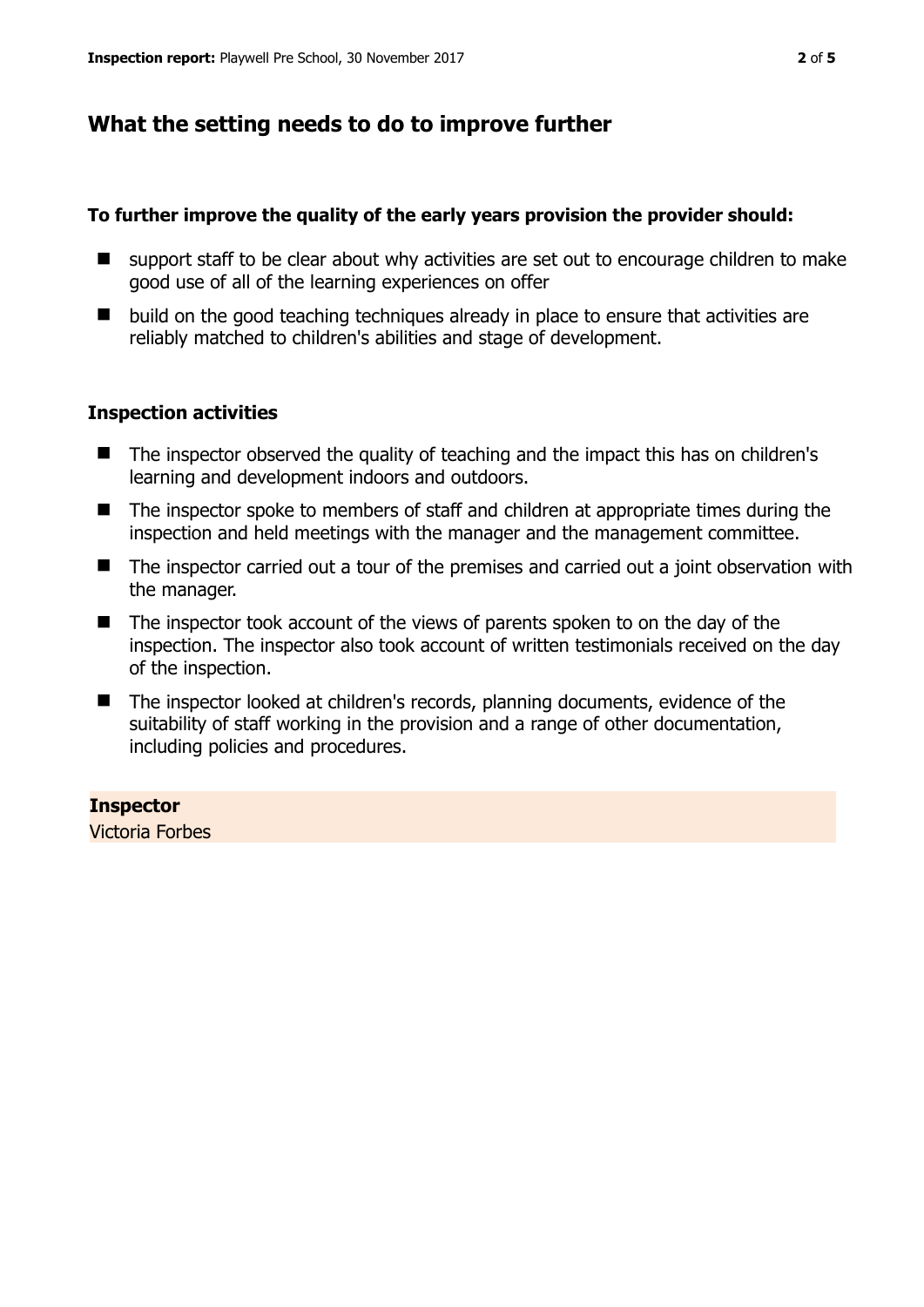## What the setting needs to do to improve further

**To further improve the quality of the early years provision the provider should:**

- support staff to be clear about why activities are set out to encourage children to make good use of all of the learning experiences on offer
- build on the good teaching techniques already in place to ensure that activities are reliably matched to children's abilities and stage of development.

### Inspection activities

- The inspector observed the quality of teaching and the impact this has on children's learning and development indoors and outdoors.
- The inspector spoke to members of staff and children at appropriate times during the inspection and held meetings with the manager and the management committee.
- The inspector carried out a tour of the premises and carried out a joint observation with the manager.
- The inspector took account of the views of parents spoken to on the day of the inspection. The inspector also took account of written testimonials received on the day of the inspection.
- The inspector looked at children's records, planning documents, evidence of the suitability of staff working in the provision and a range of other documentation, including policies and procedures.

**Inspector**
Victoria Forbes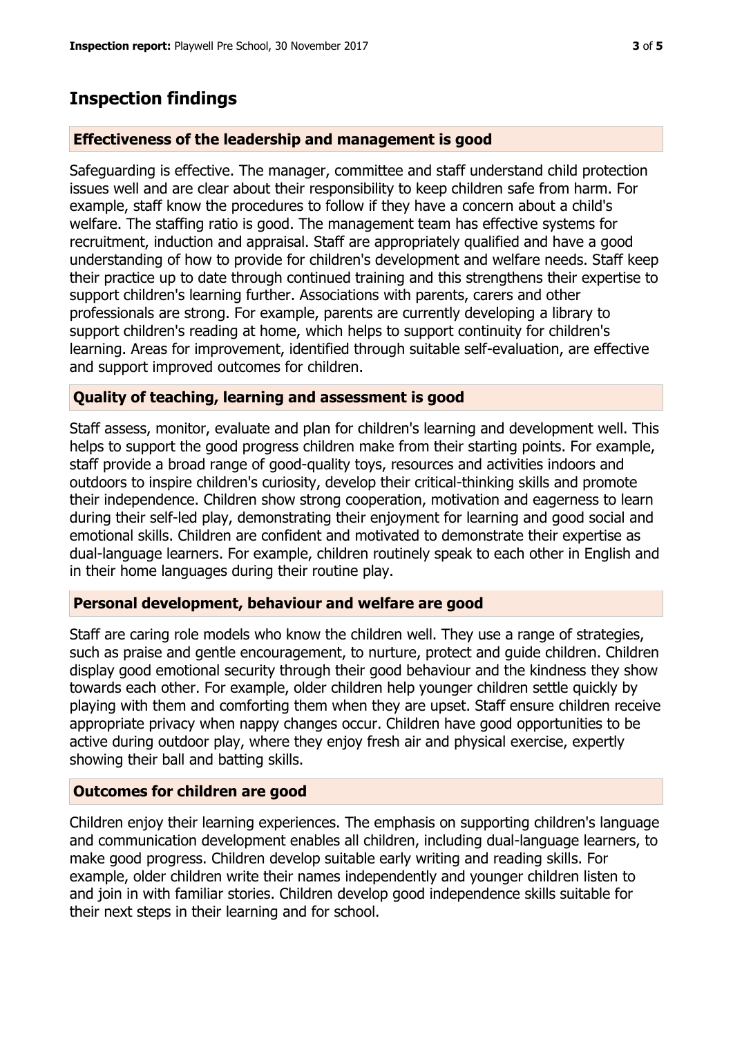## Inspection findings

### Effectiveness of the leadership and management is good

Safeguarding is effective. The manager, committee and staff understand child protection issues well and are clear about their responsibility to keep children safe from harm. For example, staff know the procedures to follow if they have a concern about a child's welfare. The staffing ratio is good. The management team has effective systems for recruitment, induction and appraisal. Staff are appropriately qualified and have a good understanding of how to provide for children's development and welfare needs. Staff keep their practice up to date through continued training and this strengthens their expertise to support children's learning further. Associations with parents, carers and other professionals are strong. For example, parents are currently developing a library to support children's reading at home, which helps to support continuity for children's learning. Areas for improvement, identified through suitable self-evaluation, are effective and support improved outcomes for children.

### Quality of teaching, learning and assessment is good

Staff assess, monitor, evaluate and plan for children's learning and development well. This helps to support the good progress children make from their starting points. For example, staff provide a broad range of good-quality toys, resources and activities indoors and outdoors to inspire children's curiosity, develop their critical-thinking skills and promote their independence. Children show strong cooperation, motivation and eagerness to learn during their self-led play, demonstrating their enjoyment for learning and good social and emotional skills. Children are confident and motivated to demonstrate their expertise as dual-language learners. For example, children routinely speak to each other in English and in their home languages during their routine play.

### Personal development, behaviour and welfare are good

Staff are caring role models who know the children well. They use a range of strategies, such as praise and gentle encouragement, to nurture, protect and guide children. Children display good emotional security through their good behaviour and the kindness they show towards each other. For example, older children help younger children settle quickly by playing with them and comforting them when they are upset. Staff ensure children receive appropriate privacy when nappy changes occur. Children have good opportunities to be active during outdoor play, where they enjoy fresh air and physical exercise, expertly showing their ball and batting skills.

### Outcomes for children are good

Children enjoy their learning experiences. The emphasis on supporting children's language and communication development enables all children, including dual-language learners, to make good progress. Children develop suitable early writing and reading skills. For example, older children write their names independently and younger children listen to and join in with familiar stories. Children develop good independence skills suitable for their next steps in their learning and for school.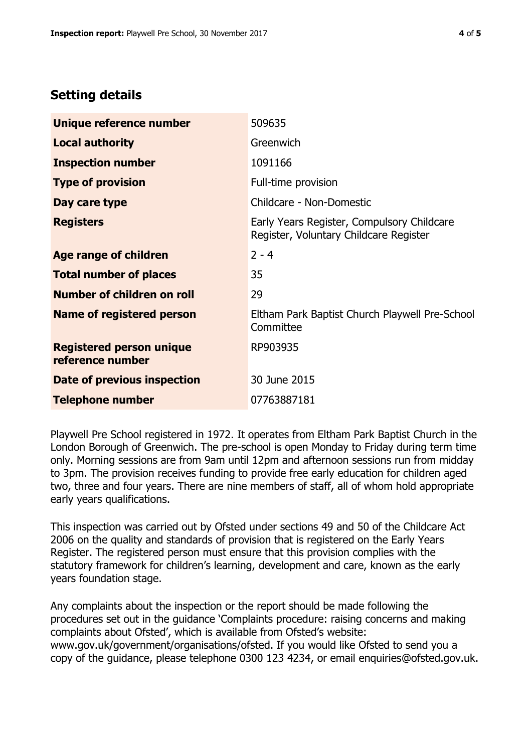## Setting details

| | |
|---|---|
| **Unique reference number** | 509635 |
| **Local authority** | Greenwich |
| **Inspection number** | 1091166 |
| **Type of provision** | Full-time provision |
| **Day care type** | Childcare - Non-Domestic |
| **Registers** | Early Years Register, Compulsory Childcare Register, Voluntary Childcare Register |
| **Age range of children** | 2 - 4 |
| **Total number of places** | 35 |
| **Number of children on roll** | 29 |
| **Name of registered person** | Eltham Park Baptist Church Playwell Pre-School Committee |
| **Registered person unique reference number** | RP903935 |
| **Date of previous inspection** | 30 June 2015 |
| **Telephone number** | 07763887181 |

Playwell Pre School registered in 1972. It operates from Eltham Park Baptist Church in the London Borough of Greenwich. The pre-school is open Monday to Friday during term time only. Morning sessions are from 9am until 12pm and afternoon sessions run from midday to 3pm. The provision receives funding to provide free early education for children aged two, three and four years. There are nine members of staff, all of whom hold appropriate early years qualifications.

This inspection was carried out by Ofsted under sections 49 and 50 of the Childcare Act 2006 on the quality and standards of provision that is registered on the Early Years Register. The registered person must ensure that this provision complies with the statutory framework for children's learning, development and care, known as the early years foundation stage.

Any complaints about the inspection or the report should be made following the procedures set out in the guidance 'Complaints procedure: raising concerns and making complaints about Ofsted', which is available from Ofsted's website: www.gov.uk/government/organisations/ofsted. If you would like Ofsted to send you a copy of the guidance, please telephone 0300 123 4234, or email enquiries@ofsted.gov.uk.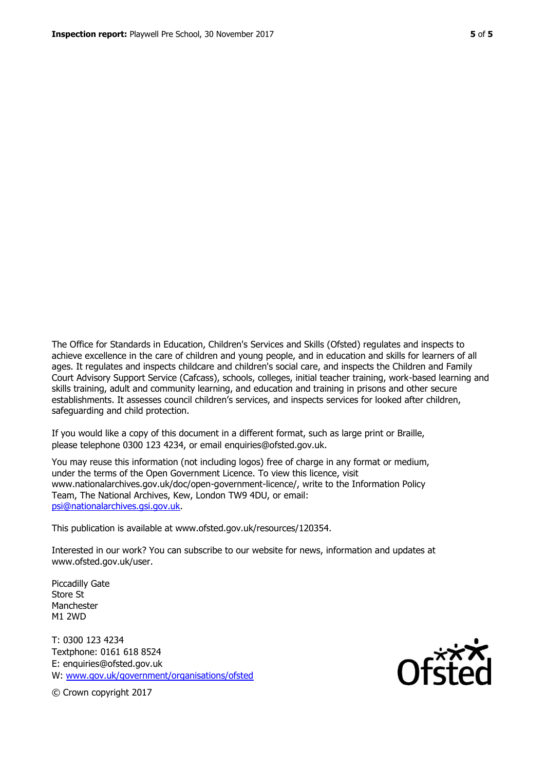The Office for Standards in Education, Children's Services and Skills (Ofsted) regulates and inspects to achieve excellence in the care of children and young people, and in education and skills for learners of all ages. It regulates and inspects childcare and children's social care, and inspects the Children and Family Court Advisory Support Service (Cafcass), schools, colleges, initial teacher training, work-based learning and skills training, adult and community learning, and education and training in prisons and other secure establishments. It assesses council children's services, and inspects services for looked after children, safeguarding and child protection.

If you would like a copy of this document in a different format, such as large print or Braille, please telephone 0300 123 4234, or email enquiries@ofsted.gov.uk.

You may reuse this information (not including logos) free of charge in any format or medium, under the terms of the Open Government Licence. To view this licence, visit www.nationalarchives.gov.uk/doc/open-government-licence/, write to the Information Policy Team, The National Archives, Kew, London TW9 4DU, or email: psi@nationalarchives.gsi.gov.uk.

This publication is available at www.ofsted.gov.uk/resources/120354.

Interested in our work? You can subscribe to our website for news, information and updates at www.ofsted.gov.uk/user.

Piccadilly Gate
Store St
Manchester
M1 2WD

T: 0300 123 4234
Textphone: 0161 618 8524
E: enquiries@ofsted.gov.uk
W: www.gov.uk/government/organisations/ofsted

© Crown copyright 2017